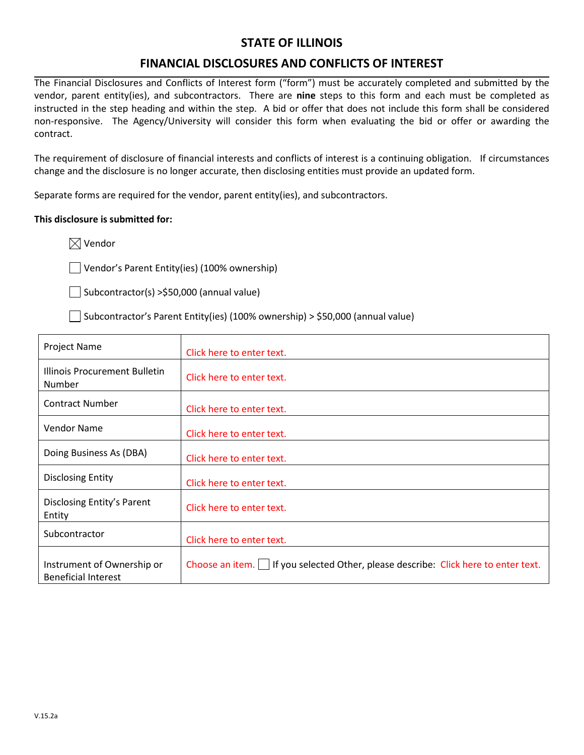# STATE OF ILLINOIS

## FINANCIAL DISCLOSURES AND CONFLICTS OF INTEREST

The Financial Disclosures and Conflicts of Interest form ("form") must be accurately completed and submitted by the vendor, parent entity(ies), and subcontractors. There are **nine** steps to this form and each must be completed as instructed in the step heading and within the step. A bid or offer that does not include this form shall be considered non-responsive. The Agency/University will consider this form when evaluating the bid or offer or awarding the contract.

The requirement of disclosure of financial interests and conflicts of interest is a continuing obligation. If circumstances change and the disclosure is no longer accurate, then disclosing entities must provide an updated form.

Separate forms are required for the vendor, parent entity(ies), and subcontractors.

**This disclosure is submitted for:**

- ☒ Vendor
- ☐ Vendor's Parent Entity(ies) (100% ownership)
- ☐ Subcontractor(s) >$50,000 (annual value)
- ☐ Subcontractor's Parent Entity(ies) (100% ownership) > $50,000 (annual value)

| | |
|---|---|
| Project Name | Click here to enter text. |
| Illinois Procurement Bulletin Number | Click here to enter text. |
| Contract Number | Click here to enter text. |
| Vendor Name | Click here to enter text. |
| Doing Business As (DBA) | Click here to enter text. |
| Disclosing Entity | Click here to enter text. |
| Disclosing Entity's Parent Entity | Click here to enter text. |
| Subcontractor | Click here to enter text. |
| Instrument of Ownership or Beneficial Interest | Choose an item. ☐ If you selected Other, please describe: Click here to enter text. |

V.15.2a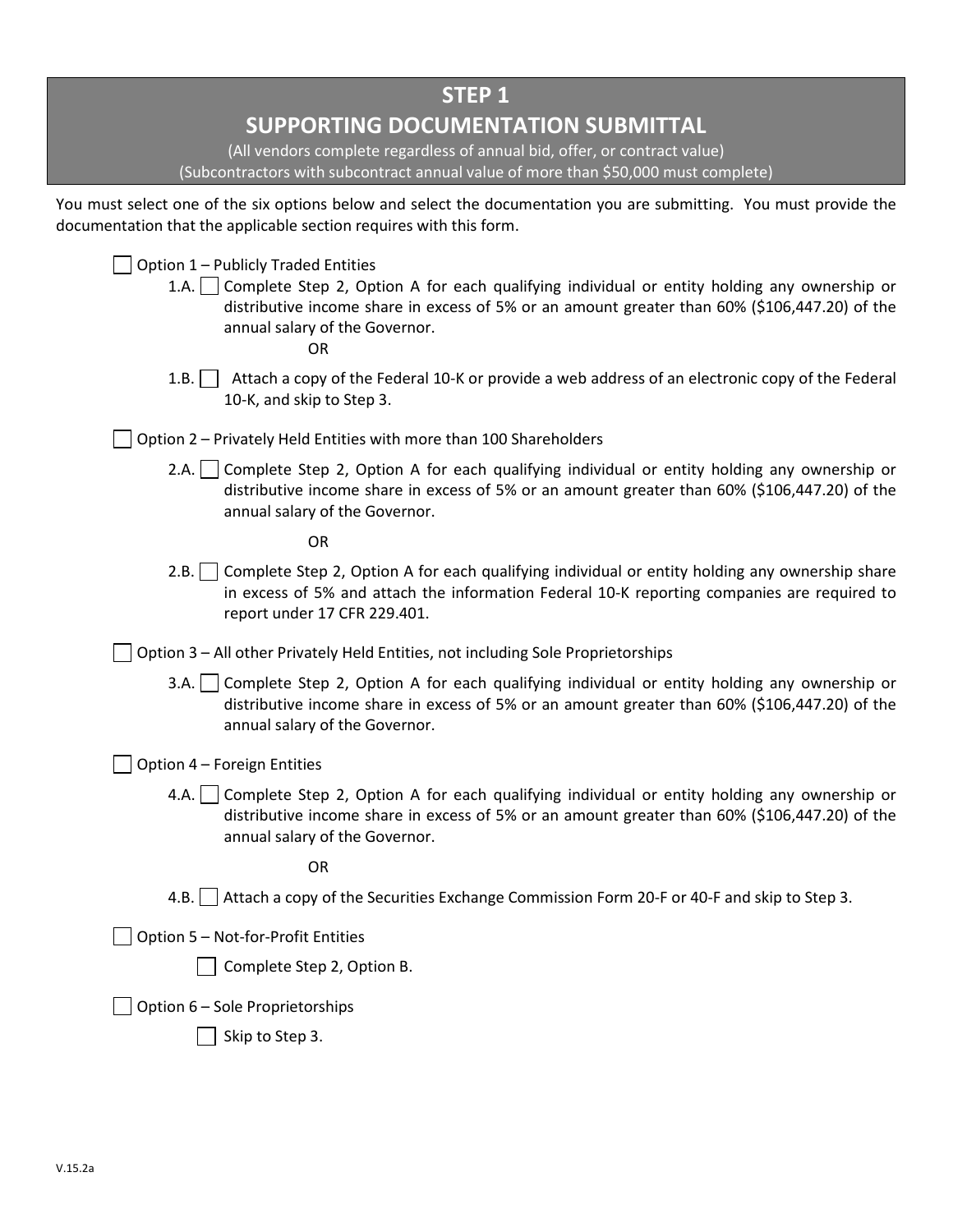## STEP 1

## SUPPORTING DOCUMENTATION SUBMITTAL

(All vendors complete regardless of annual bid, offer, or contract value)
(Subcontractors with subcontract annual value of more than $50,000 must complete)

You must select one of the six options below and select the documentation you are submitting. You must provide the documentation that the applicable section requires with this form.

☐ Option 1 – Publicly Traded Entities

- 1.A. ☐ Complete Step 2, Option A for each qualifying individual or entity holding any ownership or distributive income share in excess of 5% or an amount greater than 60% ($106,447.20) of the annual salary of the Governor.

  OR

- 1.B. ☐ Attach a copy of the Federal 10-K or provide a web address of an electronic copy of the Federal 10-K, and skip to Step 3.

☐ Option 2 – Privately Held Entities with more than 100 Shareholders

- 2.A. ☐ Complete Step 2, Option A for each qualifying individual or entity holding any ownership or distributive income share in excess of 5% or an amount greater than 60% ($106,447.20) of the annual salary of the Governor.

  OR

- 2.B. ☐ Complete Step 2, Option A for each qualifying individual or entity holding any ownership share in excess of 5% and attach the information Federal 10-K reporting companies are required to report under 17 CFR 229.401.

☐ Option 3 – All other Privately Held Entities, not including Sole Proprietorships

- 3.A. ☐ Complete Step 2, Option A for each qualifying individual or entity holding any ownership or distributive income share in excess of 5% or an amount greater than 60% ($106,447.20) of the annual salary of the Governor.

☐ Option 4 – Foreign Entities

- 4.A. ☐ Complete Step 2, Option A for each qualifying individual or entity holding any ownership or distributive income share in excess of 5% or an amount greater than 60% ($106,447.20) of the annual salary of the Governor.

  OR

- 4.B. ☐ Attach a copy of the Securities Exchange Commission Form 20-F or 40-F and skip to Step 3.

☐ Option 5 – Not-for-Profit Entities

- ☐ Complete Step 2, Option B.

☐ Option 6 – Sole Proprietorships

- ☐ Skip to Step 3.

V.15.2a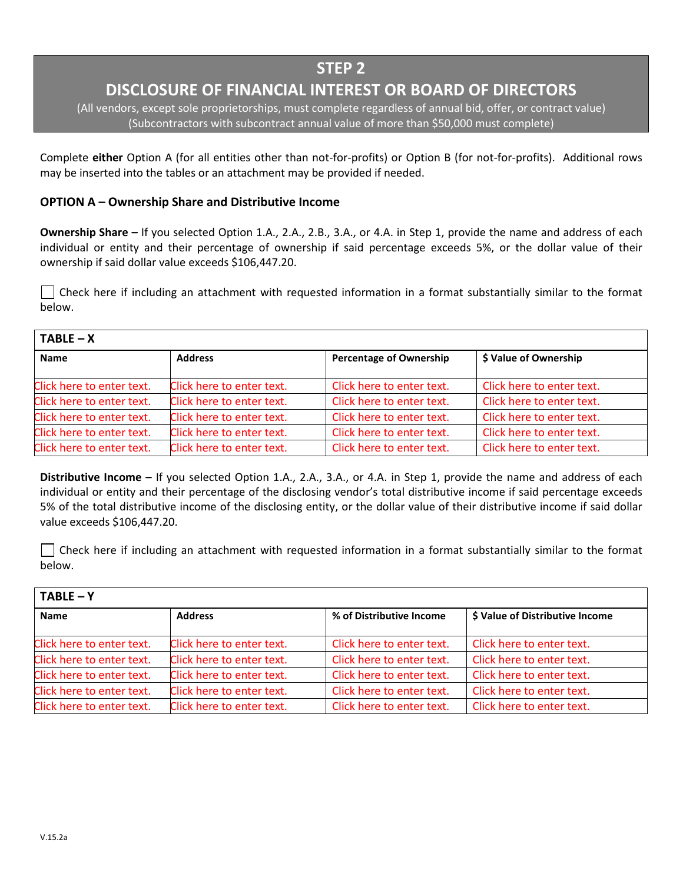# STEP 2

## DISCLOSURE OF FINANCIAL INTEREST OR BOARD OF DIRECTORS

(All vendors, except sole proprietorships, must complete regardless of annual bid, offer, or contract value)
(Subcontractors with subcontract annual value of more than $50,000 must complete)

Complete **either** Option A (for all entities other than not-for-profits) or Option B (for not-for-profits). Additional rows may be inserted into the tables or an attachment may be provided if needed.

### OPTION A – Ownership Share and Distributive Income

**Ownership Share –** If you selected Option 1.A., 2.A., 2.B., 3.A., or 4.A. in Step 1, provide the name and address of each individual or entity and their percentage of ownership if said percentage exceeds 5%, or the dollar value of their ownership if said dollar value exceeds $106,447.20.

☐ Check here if including an attachment with requested information in a format substantially similar to the format below.

| TABLE – X | | | |
|---|---|---|---|
| **Name** | **Address** | **Percentage of Ownership** | **$ Value of Ownership** |
| Click here to enter text. | Click here to enter text. | Click here to enter text. | Click here to enter text. |
| Click here to enter text. | Click here to enter text. | Click here to enter text. | Click here to enter text. |
| Click here to enter text. | Click here to enter text. | Click here to enter text. | Click here to enter text. |
| Click here to enter text. | Click here to enter text. | Click here to enter text. | Click here to enter text. |
| Click here to enter text. | Click here to enter text. | Click here to enter text. | Click here to enter text. |

**Distributive Income –** If you selected Option 1.A., 2.A., 3.A., or 4.A. in Step 1, provide the name and address of each individual or entity and their percentage of the disclosing vendor's total distributive income if said percentage exceeds 5% of the total distributive income of the disclosing entity, or the dollar value of their distributive income if said dollar value exceeds $106,447.20.

☐ Check here if including an attachment with requested information in a format substantially similar to the format below.

| TABLE – Y | | | |
|---|---|---|---|
| **Name** | **Address** | **% of Distributive Income** | **$ Value of Distributive Income** |
| Click here to enter text. | Click here to enter text. | Click here to enter text. | Click here to enter text. |
| Click here to enter text. | Click here to enter text. | Click here to enter text. | Click here to enter text. |
| Click here to enter text. | Click here to enter text. | Click here to enter text. | Click here to enter text. |
| Click here to enter text. | Click here to enter text. | Click here to enter text. | Click here to enter text. |
| Click here to enter text. | Click here to enter text. | Click here to enter text. | Click here to enter text. |

V.15.2a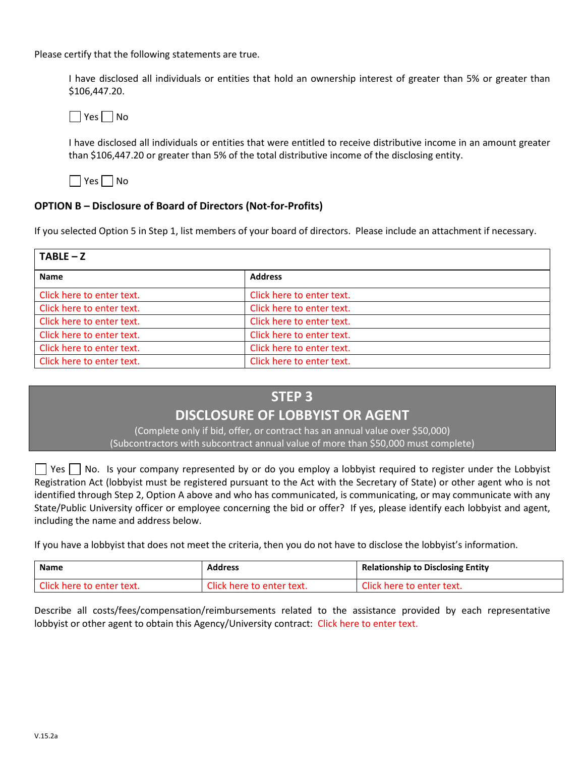Please certify that the following statements are true.

I have disclosed all individuals or entities that hold an ownership interest of greater than 5% or greater than $106,447.20.

☐ Yes ☐ No

I have disclosed all individuals or entities that were entitled to receive distributive income in an amount greater than $106,447.20 or greater than 5% of the total distributive income of the disclosing entity.

☐ Yes ☐ No

### OPTION B – Disclosure of Board of Directors (Not-for-Profits)

If you selected Option 5 in Step 1, list members of your board of directors. Please include an attachment if necessary.

| TABLE – Z | |
|---|---|
| **Name** | **Address** |
| Click here to enter text. | Click here to enter text. |
| Click here to enter text. | Click here to enter text. |
| Click here to enter text. | Click here to enter text. |
| Click here to enter text. | Click here to enter text. |
| Click here to enter text. | Click here to enter text. |
| Click here to enter text. | Click here to enter text. |

## STEP 3
## DISCLOSURE OF LOBBYIST OR AGENT

(Complete only if bid, offer, or contract has an annual value over $50,000)
(Subcontractors with subcontract annual value of more than $50,000 must complete)

☐ Yes ☐ No. Is your company represented by or do you employ a lobbyist required to register under the Lobbyist Registration Act (lobbyist must be registered pursuant to the Act with the Secretary of State) or other agent who is not identified through Step 2, Option A above and who has communicated, is communicating, or may communicate with any State/Public University officer or employee concerning the bid or offer? If yes, please identify each lobbyist and agent, including the name and address below.

If you have a lobbyist that does not meet the criteria, then you do not have to disclose the lobbyist's information.

| Name | Address | Relationship to Disclosing Entity |
|---|---|---|
| Click here to enter text. | Click here to enter text. | Click here to enter text. |

Describe all costs/fees/compensation/reimbursements related to the assistance provided by each representative lobbyist or other agent to obtain this Agency/University contract: Click here to enter text.

V.15.2a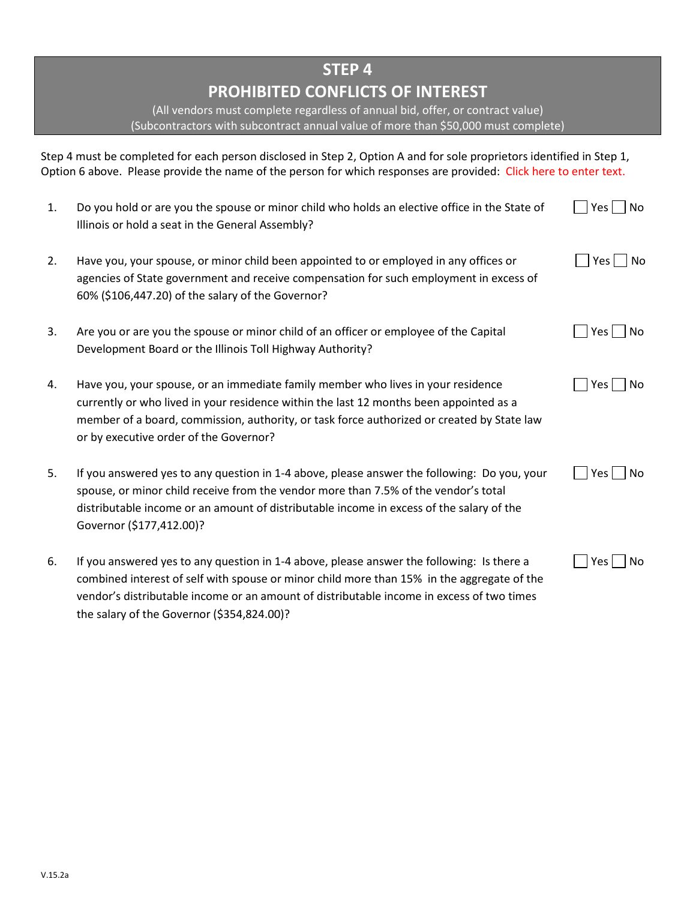# STEP 4
# PROHIBITED CONFLICTS OF INTEREST

(All vendors must complete regardless of annual bid, offer, or contract value)
(Subcontractors with subcontract annual value of more than $50,000 must complete)

Step 4 must be completed for each person disclosed in Step 2, Option A and for sole proprietors identified in Step 1, Option 6 above. Please provide the name of the person for which responses are provided: Click here to enter text.

1. Do you hold or are you the spouse or minor child who holds an elective office in the State of Illinois or hold a seat in the General Assembly? ☐ Yes ☐ No

2. Have you, your spouse, or minor child been appointed to or employed in any offices or agencies of State government and receive compensation for such employment in excess of 60% ($106,447.20) of the salary of the Governor? ☐ Yes ☐ No

3. Are you or are you the spouse or minor child of an officer or employee of the Capital Development Board or the Illinois Toll Highway Authority? ☐ Yes ☐ No

4. Have you, your spouse, or an immediate family member who lives in your residence currently or who lived in your residence within the last 12 months been appointed as a member of a board, commission, authority, or task force authorized or created by State law or by executive order of the Governor? ☐ Yes ☐ No

5. If you answered yes to any question in 1-4 above, please answer the following: Do you, your spouse, or minor child receive from the vendor more than 7.5% of the vendor's total distributable income or an amount of distributable income in excess of the salary of the Governor ($177,412.00)? ☐ Yes ☐ No

6. If you answered yes to any question in 1-4 above, please answer the following: Is there a combined interest of self with spouse or minor child more than 15% in the aggregate of the vendor's distributable income or an amount of distributable income in excess of two times the salary of the Governor ($354,824.00)? ☐ Yes ☐ No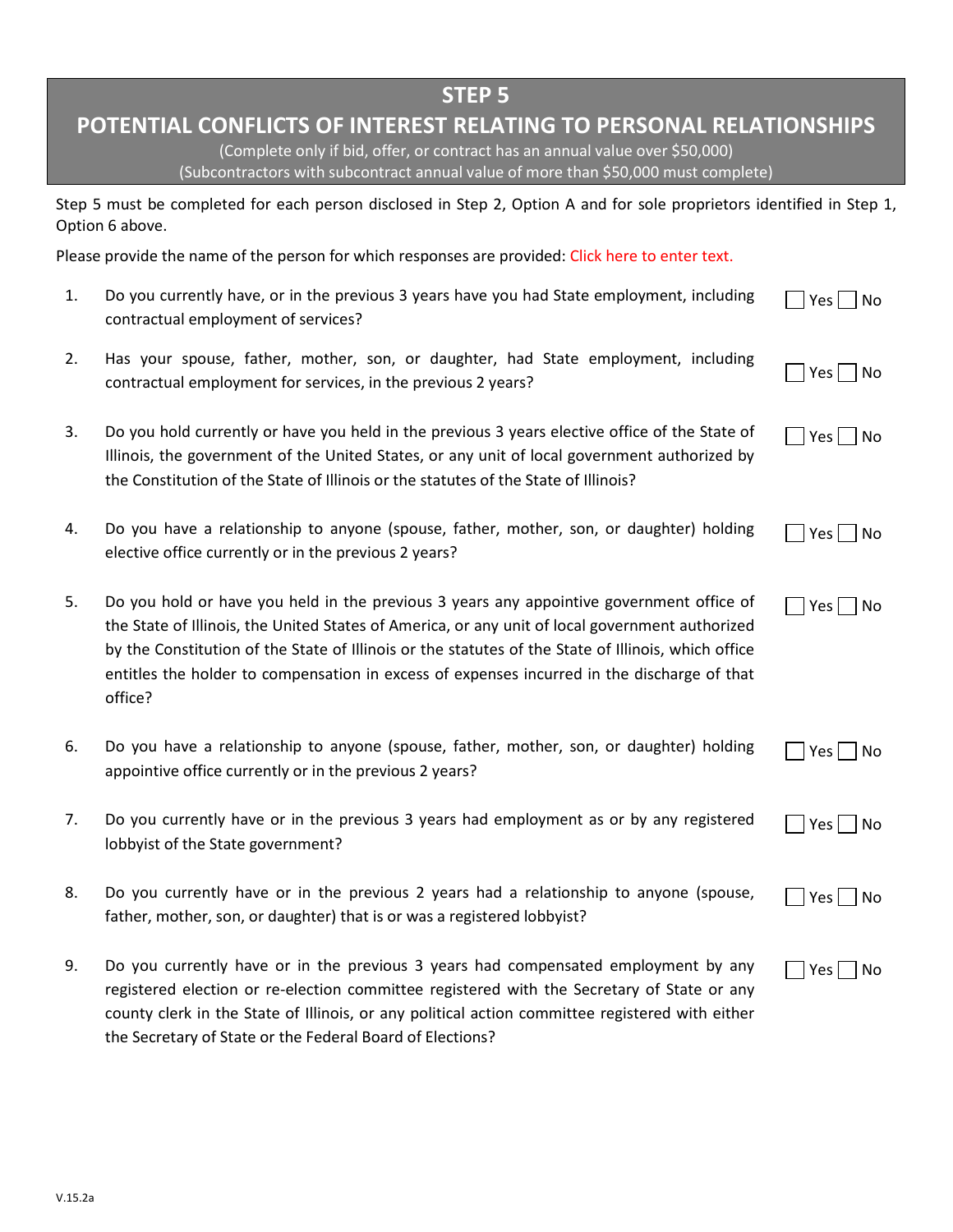## STEP 5

## POTENTIAL CONFLICTS OF INTEREST RELATING TO PERSONAL RELATIONSHIPS

(Complete only if bid, offer, or contract has an annual value over $50,000)
(Subcontractors with subcontract annual value of more than $50,000 must complete)

Step 5 must be completed for each person disclosed in Step 2, Option A and for sole proprietors identified in Step 1, Option 6 above.

Please provide the name of the person for which responses are provided: Click here to enter text.

1. Do you currently have, or in the previous 3 years have you had State employment, including contractual employment of services? ☐ Yes ☐ No

2. Has your spouse, father, mother, son, or daughter, had State employment, including contractual employment for services, in the previous 2 years? ☐ Yes ☐ No

3. Do you hold currently or have you held in the previous 3 years elective office of the State of Illinois, the government of the United States, or any unit of local government authorized by the Constitution of the State of Illinois or the statutes of the State of Illinois? ☐ Yes ☐ No

4. Do you have a relationship to anyone (spouse, father, mother, son, or daughter) holding elective office currently or in the previous 2 years? ☐ Yes ☐ No

5. Do you hold or have you held in the previous 3 years any appointive government office of the State of Illinois, the United States of America, or any unit of local government authorized by the Constitution of the State of Illinois or the statutes of the State of Illinois, which office entitles the holder to compensation in excess of expenses incurred in the discharge of that office? ☐ Yes ☐ No

6. Do you have a relationship to anyone (spouse, father, mother, son, or daughter) holding appointive office currently or in the previous 2 years? ☐ Yes ☐ No

7. Do you currently have or in the previous 3 years had employment as or by any registered lobbyist of the State government? ☐ Yes ☐ No

8. Do you currently have or in the previous 2 years had a relationship to anyone (spouse, father, mother, son, or daughter) that is or was a registered lobbyist? ☐ Yes ☐ No

9. Do you currently have or in the previous 3 years had compensated employment by any registered election or re-election committee registered with the Secretary of State or any county clerk in the State of Illinois, or any political action committee registered with either the Secretary of State or the Federal Board of Elections? ☐ Yes ☐ No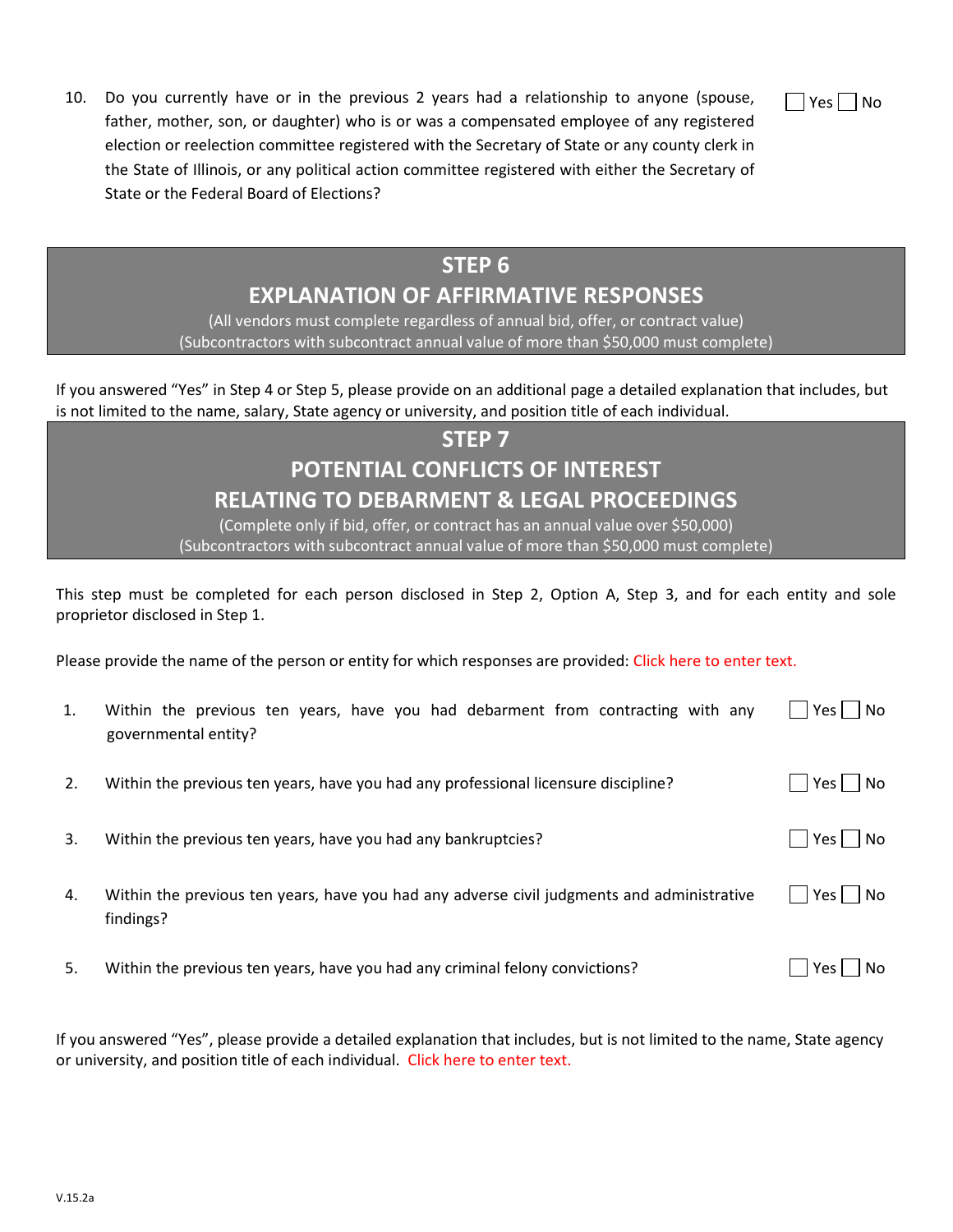10. Do you currently have or in the previous 2 years had a relationship to anyone (spouse, father, mother, son, or daughter) who is or was a compensated employee of any registered election or reelection committee registered with the Secretary of State or any county clerk in the State of Illinois, or any political action committee registered with either the Secretary of State or the Federal Board of Elections? ☐ Yes ☐ No

## STEP 6
## EXPLANATION OF AFFIRMATIVE RESPONSES

(All vendors must complete regardless of annual bid, offer, or contract value)
(Subcontractors with subcontract annual value of more than $50,000 must complete)

If you answered "Yes" in Step 4 or Step 5, please provide on an additional page a detailed explanation that includes, but is not limited to the name, salary, State agency or university, and position title of each individual.

## STEP 7
## POTENTIAL CONFLICTS OF INTEREST
## RELATING TO DEBARMENT & LEGAL PROCEEDINGS

(Complete only if bid, offer, or contract has an annual value over $50,000)
(Subcontractors with subcontract annual value of more than $50,000 must complete)

This step must be completed for each person disclosed in Step 2, Option A, Step 3, and for each entity and sole proprietor disclosed in Step 1.

Please provide the name of the person or entity for which responses are provided: Click here to enter text.

1. Within the previous ten years, have you had debarment from contracting with any governmental entity? ☐ Yes ☐ No
2. Within the previous ten years, have you had any professional licensure discipline? ☐ Yes ☐ No
3. Within the previous ten years, have you had any bankruptcies? ☐ Yes ☐ No
4. Within the previous ten years, have you had any adverse civil judgments and administrative findings? ☐ Yes ☐ No
5. Within the previous ten years, have you had any criminal felony convictions? ☐ Yes ☐ No

If you answered "Yes", please provide a detailed explanation that includes, but is not limited to the name, State agency or university, and position title of each individual. Click here to enter text.

V.15.2a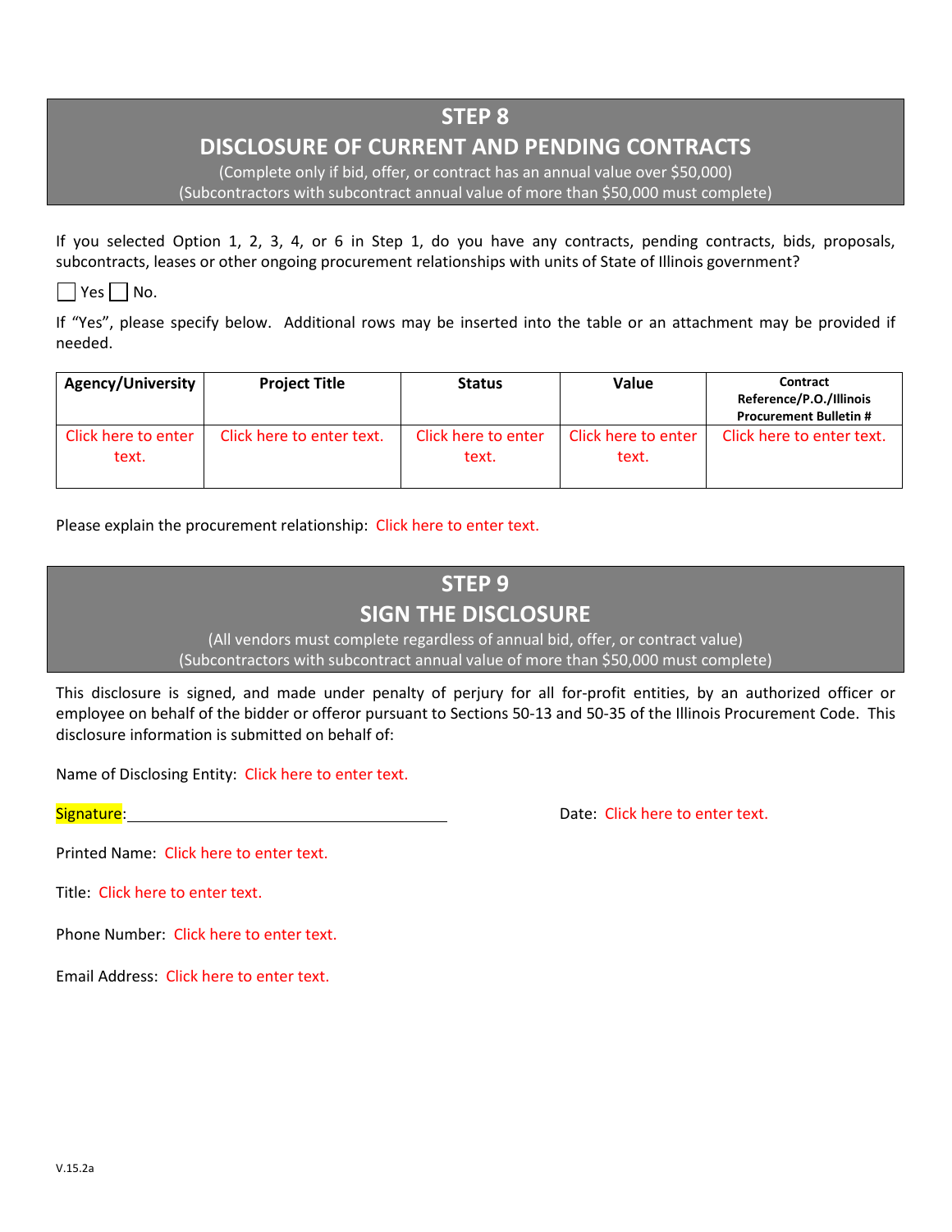## STEP 8
## DISCLOSURE OF CURRENT AND PENDING CONTRACTS

(Complete only if bid, offer, or contract has an annual value over $50,000)
(Subcontractors with subcontract annual value of more than $50,000 must complete)

If you selected Option 1, 2, 3, 4, or 6 in Step 1, do you have any contracts, pending contracts, bids, proposals, subcontracts, leases or other ongoing procurement relationships with units of State of Illinois government?

☐ Yes ☐ No.

If "Yes", please specify below. Additional rows may be inserted into the table or an attachment may be provided if needed.

| Agency/University | Project Title | Status | Value | Contract Reference/P.O./Illinois Procurement Bulletin # |
|---|---|---|---|---|
| Click here to enter text. | Click here to enter text. | Click here to enter text. | Click here to enter text. | Click here to enter text. |

Please explain the procurement relationship: Click here to enter text.

## STEP 9
## SIGN THE DISCLOSURE

(All vendors must complete regardless of annual bid, offer, or contract value)
(Subcontractors with subcontract annual value of more than $50,000 must complete)

This disclosure is signed, and made under penalty of perjury for all for-profit entities, by an authorized officer or employee on behalf of the bidder or offeror pursuant to Sections 50-13 and 50-35 of the Illinois Procurement Code. This disclosure information is submitted on behalf of:

Name of Disclosing Entity: Click here to enter text.

Signature: ______________________________ Date: Click here to enter text.

Printed Name: Click here to enter text.

Title: Click here to enter text.

Phone Number: Click here to enter text.

Email Address: Click here to enter text.

V.15.2a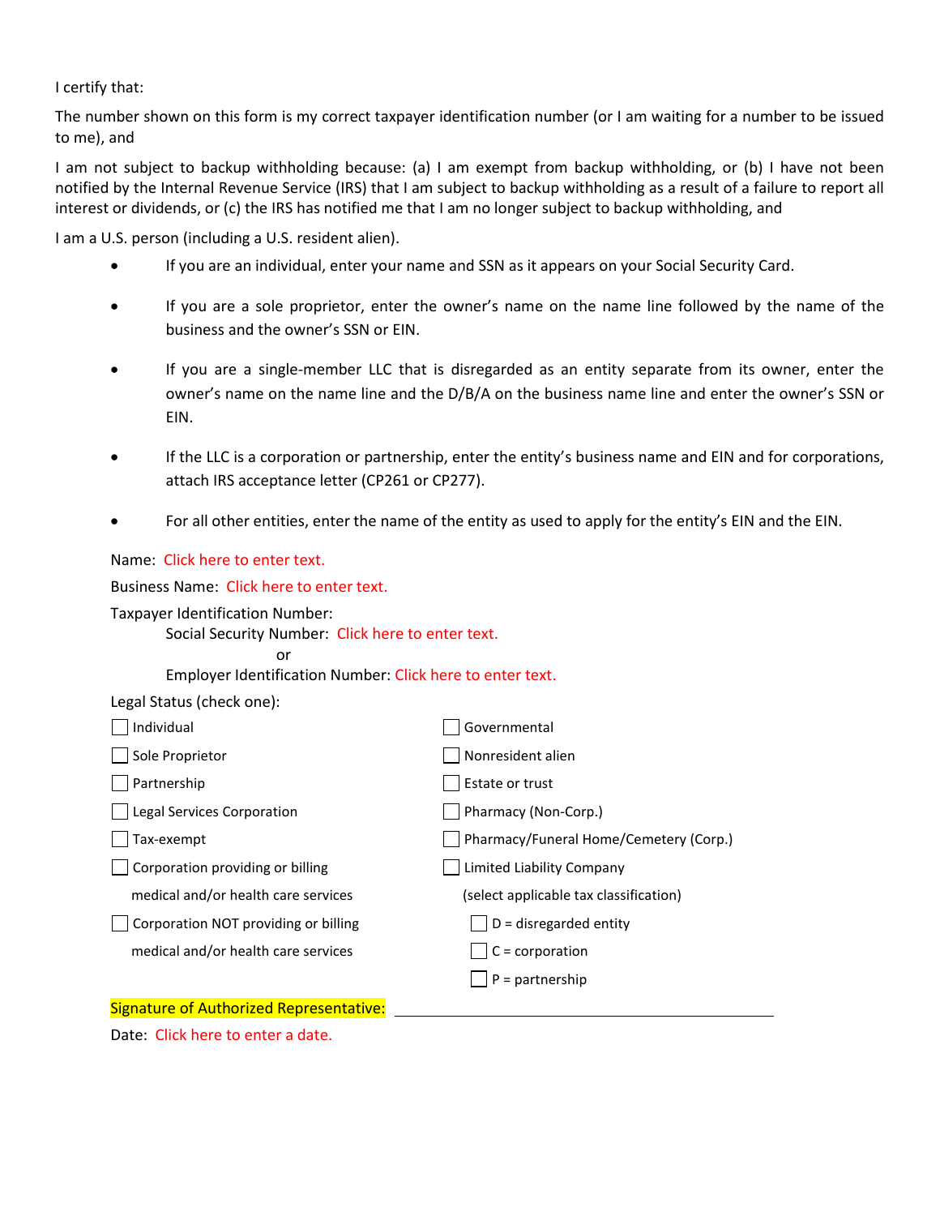I certify that:

The number shown on this form is my correct taxpayer identification number (or I am waiting for a number to be issued to me), and

I am not subject to backup withholding because: (a) I am exempt from backup withholding, or (b) I have not been notified by the Internal Revenue Service (IRS) that I am subject to backup withholding as a result of a failure to report all interest or dividends, or (c) the IRS has notified me that I am no longer subject to backup withholding, and

I am a U.S. person (including a U.S. resident alien).

- If you are an individual, enter your name and SSN as it appears on your Social Security Card.
- If you are a sole proprietor, enter the owner's name on the name line followed by the name of the business and the owner's SSN or EIN.
- If you are a single-member LLC that is disregarded as an entity separate from its owner, enter the owner's name on the name line and the D/B/A on the business name line and enter the owner's SSN or EIN.
- If the LLC is a corporation or partnership, enter the entity's business name and EIN and for corporations, attach IRS acceptance letter (CP261 or CP277).
- For all other entities, enter the name of the entity as used to apply for the entity's EIN and the EIN.

Name: Click here to enter text.

Business Name: Click here to enter text.

Taxpayer Identification Number:

Social Security Number: Click here to enter text.

or

Employer Identification Number: Click here to enter text.

Legal Status (check one):

- ☐ Individual
- ☐ Sole Proprietor
- ☐ Partnership
- ☐ Legal Services Corporation
- ☐ Tax-exempt
- ☐ Corporation providing or billing medical and/or health care services
- ☐ Corporation NOT providing or billing medical and/or health care services
- ☐ Governmental
- ☐ Nonresident alien
- ☐ Estate or trust
- ☐ Pharmacy (Non-Corp.)
- ☐ Pharmacy/Funeral Home/Cemetery (Corp.)
- ☐ Limited Liability Company (select applicable tax classification)
  - ☐ D = disregarded entity
  - ☐ C = corporation
  - ☐ P = partnership

Signature of Authorized Representative: ______________________________

Date: Click here to enter a date.